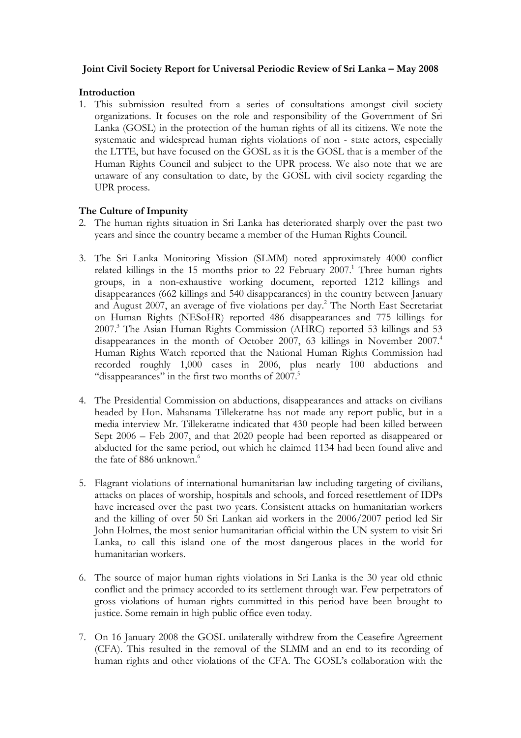**Joint Civil Society Report for Universal Periodic Review of Sri Lanka – May 2008**

**Introduction**

1. This submission resulted from a series of consultations amongst civil society organizations. It focuses on the role and responsibility of the Government of Sri Lanka (GOSL) in the protection of the human rights of all its citizens. We note the systematic and widespread human rights violations of non - state actors, especially the LTTE, but have focused on the GOSL as it is the GOSL that is a member of the Human Rights Council and subject to the UPR process. We also note that we are unaware of any consultation to date, by the GOSL with civil society regarding the UPR process.

**The Culture of Impunity**

2. The human rights situation in Sri Lanka has deteriorated sharply over the past two years and since the country became a member of the Human Rights Council.

3. The Sri Lanka Monitoring Mission (SLMM) noted approximately 4000 conflict related killings in the 15 months prior to 22 February 2007.[1] Three human rights groups, in a non-exhaustive working document, reported 1212 killings and disappearances (662 killings and 540 disappearances) in the country between January and August 2007, an average of five violations per day.[2] The North East Secretariat on Human Rights (NESoHR) reported 486 disappearances and 775 killings for 2007.[3] The Asian Human Rights Commission (AHRC) reported 53 killings and 53 disappearances in the month of October 2007, 63 killings in November 2007.[4] Human Rights Watch reported that the National Human Rights Commission had recorded roughly 1,000 cases in 2006, plus nearly 100 abductions and "disappearances" in the first two months of 2007.[5]

4. The Presidential Commission on abductions, disappearances and attacks on civilians headed by Hon. Mahanama Tillekeratne has not made any report public, but in a media interview Mr. Tillekeratne indicated that 430 people had been killed between Sept 2006 – Feb 2007, and that 2020 people had been reported as disappeared or abducted for the same period, out which he claimed 1134 had been found alive and the fate of 886 unknown.[6]

5. Flagrant violations of international humanitarian law including targeting of civilians, attacks on places of worship, hospitals and schools, and forced resettlement of IDPs have increased over the past two years. Consistent attacks on humanitarian workers and the killing of over 50 Sri Lankan aid workers in the 2006/2007 period led Sir John Holmes, the most senior humanitarian official within the UN system to visit Sri Lanka, to call this island one of the most dangerous places in the world for humanitarian workers.

6. The source of major human rights violations in Sri Lanka is the 30 year old ethnic conflict and the primacy accorded to its settlement through war. Few perpetrators of gross violations of human rights committed in this period have been brought to justice. Some remain in high public office even today.

7. On 16 January 2008 the GOSL unilaterally withdrew from the Ceasefire Agreement (CFA). This resulted in the removal of the SLMM and an end to its recording of human rights and other violations of the CFA. The GOSL's collaboration with the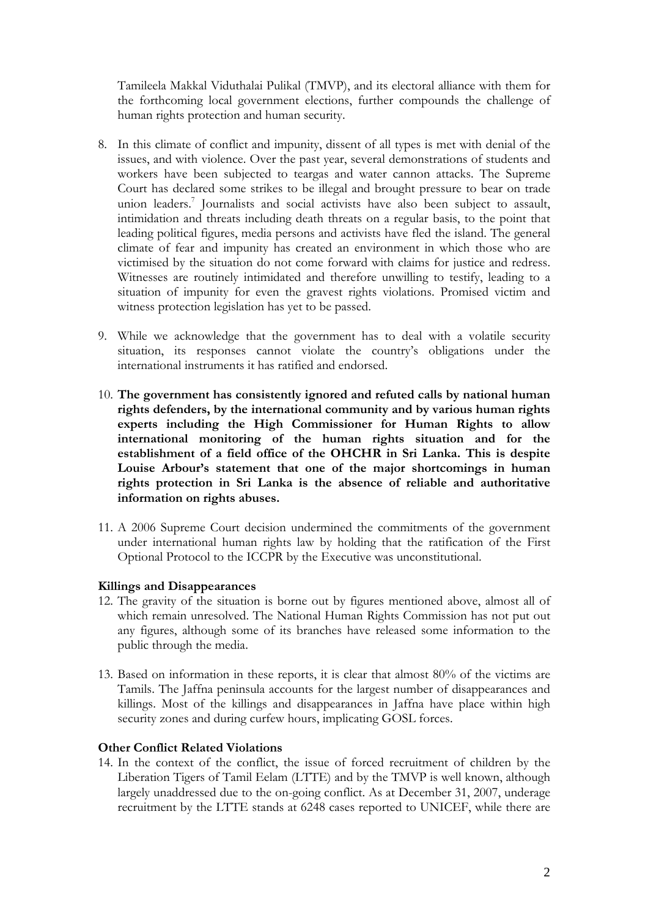Tamileela Makkal Viduthalai Pulikal (TMVP), and its electoral alliance with them for the forthcoming local government elections, further compounds the challenge of human rights protection and human security.

8. In this climate of conflict and impunity, dissent of all types is met with denial of the issues, and with violence. Over the past year, several demonstrations of students and workers have been subjected to teargas and water cannon attacks. The Supreme Court has declared some strikes to be illegal and brought pressure to bear on trade union leaders.[7] Journalists and social activists have also been subject to assault, intimidation and threats including death threats on a regular basis, to the point that leading political figures, media persons and activists have fled the island. The general climate of fear and impunity has created an environment in which those who are victimised by the situation do not come forward with claims for justice and redress. Witnesses are routinely intimidated and therefore unwilling to testify, leading to a situation of impunity for even the gravest rights violations. Promised victim and witness protection legislation has yet to be passed.

9. While we acknowledge that the government has to deal with a volatile security situation, its responses cannot violate the country's obligations under the international instruments it has ratified and endorsed.

10. **The government has consistently ignored and refuted calls by national human rights defenders, by the international community and by various human rights experts including the High Commissioner for Human Rights to allow international monitoring of the human rights situation and for the establishment of a field office of the OHCHR in Sri Lanka. This is despite Louise Arbour's statement that one of the major shortcomings in human rights protection in Sri Lanka is the absence of reliable and authoritative information on rights abuses.**

11. A 2006 Supreme Court decision undermined the commitments of the government under international human rights law by holding that the ratification of the First Optional Protocol to the ICCPR by the Executive was unconstitutional.

**Killings and Disappearances**

12. The gravity of the situation is borne out by figures mentioned above, almost all of which remain unresolved. The National Human Rights Commission has not put out any figures, although some of its branches have released some information to the public through the media.

13. Based on information in these reports, it is clear that almost 80% of the victims are Tamils. The Jaffna peninsula accounts for the largest number of disappearances and killings. Most of the killings and disappearances in Jaffna have place within high security zones and during curfew hours, implicating GOSL forces.

**Other Conflict Related Violations**

14. In the context of the conflict, the issue of forced recruitment of children by the Liberation Tigers of Tamil Eelam (LTTE) and by the TMVP is well known, although largely unaddressed due to the on-going conflict. As at December 31, 2007, underage recruitment by the LTTE stands at 6248 cases reported to UNICEF, while there are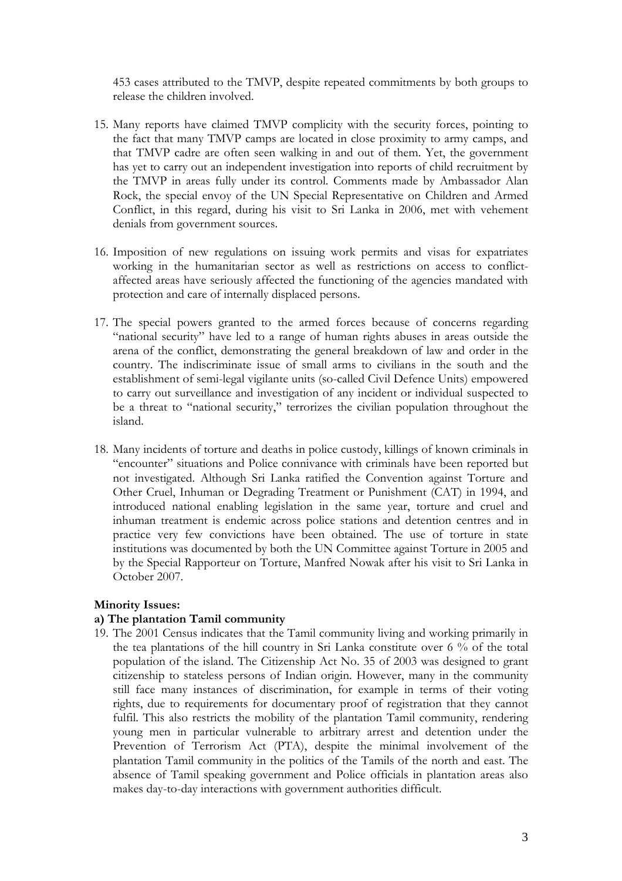453 cases attributed to the TMVP, despite repeated commitments by both groups to release the children involved.

15. Many reports have claimed TMVP complicity with the security forces, pointing to the fact that many TMVP camps are located in close proximity to army camps, and that TMVP cadre are often seen walking in and out of them. Yet, the government has yet to carry out an independent investigation into reports of child recruitment by the TMVP in areas fully under its control. Comments made by Ambassador Alan Rock, the special envoy of the UN Special Representative on Children and Armed Conflict, in this regard, during his visit to Sri Lanka in 2006, met with vehement denials from government sources.

16. Imposition of new regulations on issuing work permits and visas for expatriates working in the humanitarian sector as well as restrictions on access to conflict-affected areas have seriously affected the functioning of the agencies mandated with protection and care of internally displaced persons.

17. The special powers granted to the armed forces because of concerns regarding "national security" have led to a range of human rights abuses in areas outside the arena of the conflict, demonstrating the general breakdown of law and order in the country. The indiscriminate issue of small arms to civilians in the south and the establishment of semi-legal vigilante units (so-called Civil Defence Units) empowered to carry out surveillance and investigation of any incident or individual suspected to be a threat to "national security," terrorizes the civilian population throughout the island.

18. Many incidents of torture and deaths in police custody, killings of known criminals in "encounter" situations and Police connivance with criminals have been reported but not investigated. Although Sri Lanka ratified the Convention against Torture and Other Cruel, Inhuman or Degrading Treatment or Punishment (CAT) in 1994, and introduced national enabling legislation in the same year, torture and cruel and inhuman treatment is endemic across police stations and detention centres and in practice very few convictions have been obtained. The use of torture in state institutions was documented by both the UN Committee against Torture in 2005 and by the Special Rapporteur on Torture, Manfred Nowak after his visit to Sri Lanka in October 2007.

**Minority Issues:**

**a) The plantation Tamil community**

19. The 2001 Census indicates that the Tamil community living and working primarily in the tea plantations of the hill country in Sri Lanka constitute over 6 % of the total population of the island. The Citizenship Act No. 35 of 2003 was designed to grant citizenship to stateless persons of Indian origin. However, many in the community still face many instances of discrimination, for example in terms of their voting rights, due to requirements for documentary proof of registration that they cannot fulfil. This also restricts the mobility of the plantation Tamil community, rendering young men in particular vulnerable to arbitrary arrest and detention under the Prevention of Terrorism Act (PTA), despite the minimal involvement of the plantation Tamil community in the politics of the Tamils of the north and east. The absence of Tamil speaking government and Police officials in plantation areas also makes day-to-day interactions with government authorities difficult.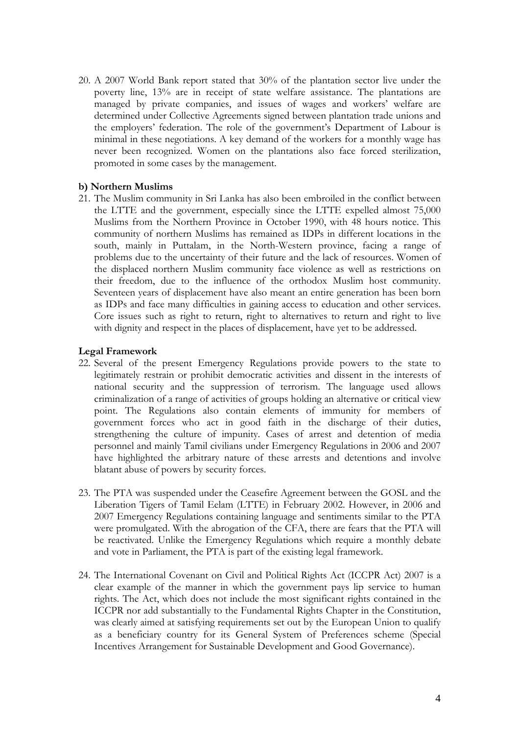20. A 2007 World Bank report stated that 30% of the plantation sector live under the poverty line, 13% are in receipt of state welfare assistance. The plantations are managed by private companies, and issues of wages and workers' welfare are determined under Collective Agreements signed between plantation trade unions and the employers' federation. The role of the government's Department of Labour is minimal in these negotiations. A key demand of the workers for a monthly wage has never been recognized. Women on the plantations also face forced sterilization, promoted in some cases by the management.

**b) Northern Muslims**

21. The Muslim community in Sri Lanka has also been embroiled in the conflict between the LTTE and the government, especially since the LTTE expelled almost 75,000 Muslims from the Northern Province in October 1990, with 48 hours notice. This community of northern Muslims has remained as IDPs in different locations in the south, mainly in Puttalam, in the North-Western province, facing a range of problems due to the uncertainty of their future and the lack of resources. Women of the displaced northern Muslim community face violence as well as restrictions on their freedom, due to the influence of the orthodox Muslim host community. Seventeen years of displacement have also meant an entire generation has been born as IDPs and face many difficulties in gaining access to education and other services. Core issues such as right to return, right to alternatives to return and right to live with dignity and respect in the places of displacement, have yet to be addressed.

**Legal Framework**

22. Several of the present Emergency Regulations provide powers to the state to legitimately restrain or prohibit democratic activities and dissent in the interests of national security and the suppression of terrorism. The language used allows criminalization of a range of activities of groups holding an alternative or critical view point. The Regulations also contain elements of immunity for members of government forces who act in good faith in the discharge of their duties, strengthening the culture of impunity. Cases of arrest and detention of media personnel and mainly Tamil civilians under Emergency Regulations in 2006 and 2007 have highlighted the arbitrary nature of these arrests and detentions and involve blatant abuse of powers by security forces.

23. The PTA was suspended under the Ceasefire Agreement between the GOSL and the Liberation Tigers of Tamil Eelam (LTTE) in February 2002. However, in 2006 and 2007 Emergency Regulations containing language and sentiments similar to the PTA were promulgated. With the abrogation of the CFA, there are fears that the PTA will be reactivated. Unlike the Emergency Regulations which require a monthly debate and vote in Parliament, the PTA is part of the existing legal framework.

24. The International Covenant on Civil and Political Rights Act (ICCPR Act) 2007 is a clear example of the manner in which the government pays lip service to human rights. The Act, which does not include the most significant rights contained in the ICCPR nor add substantially to the Fundamental Rights Chapter in the Constitution, was clearly aimed at satisfying requirements set out by the European Union to qualify as a beneficiary country for its General System of Preferences scheme (Special Incentives Arrangement for Sustainable Development and Good Governance).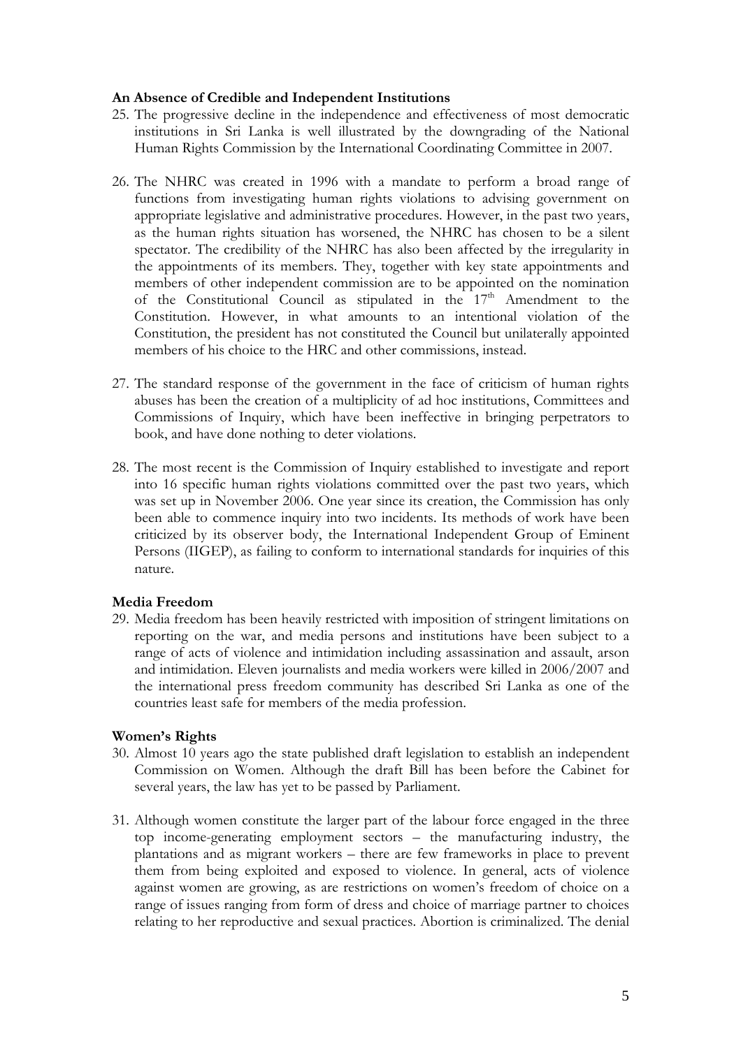**An Absence of Credible and Independent Institutions**

25. The progressive decline in the independence and effectiveness of most democratic institutions in Sri Lanka is well illustrated by the downgrading of the National Human Rights Commission by the International Coordinating Committee in 2007.

26. The NHRC was created in 1996 with a mandate to perform a broad range of functions from investigating human rights violations to advising government on appropriate legislative and administrative procedures. However, in the past two years, as the human rights situation has worsened, the NHRC has chosen to be a silent spectator. The credibility of the NHRC has also been affected by the irregularity in the appointments of its members. They, together with key state appointments and members of other independent commission are to be appointed on the nomination of the Constitutional Council as stipulated in the 17th Amendment to the Constitution. However, in what amounts to an intentional violation of the Constitution, the president has not constituted the Council but unilaterally appointed members of his choice to the HRC and other commissions, instead.

27. The standard response of the government in the face of criticism of human rights abuses has been the creation of a multiplicity of ad hoc institutions, Committees and Commissions of Inquiry, which have been ineffective in bringing perpetrators to book, and have done nothing to deter violations.

28. The most recent is the Commission of Inquiry established to investigate and report into 16 specific human rights violations committed over the past two years, which was set up in November 2006. One year since its creation, the Commission has only been able to commence inquiry into two incidents. Its methods of work have been criticized by its observer body, the International Independent Group of Eminent Persons (IIGEP), as failing to conform to international standards for inquiries of this nature.

**Media Freedom**

29. Media freedom has been heavily restricted with imposition of stringent limitations on reporting on the war, and media persons and institutions have been subject to a range of acts of violence and intimidation including assassination and assault, arson and intimidation. Eleven journalists and media workers were killed in 2006/2007 and the international press freedom community has described Sri Lanka as one of the countries least safe for members of the media profession.

**Women's Rights**

30. Almost 10 years ago the state published draft legislation to establish an independent Commission on Women. Although the draft Bill has been before the Cabinet for several years, the law has yet to be passed by Parliament.

31. Although women constitute the larger part of the labour force engaged in the three top income-generating employment sectors – the manufacturing industry, the plantations and as migrant workers – there are few frameworks in place to prevent them from being exploited and exposed to violence. In general, acts of violence against women are growing, as are restrictions on women's freedom of choice on a range of issues ranging from form of dress and choice of marriage partner to choices relating to her reproductive and sexual practices. Abortion is criminalized. The denial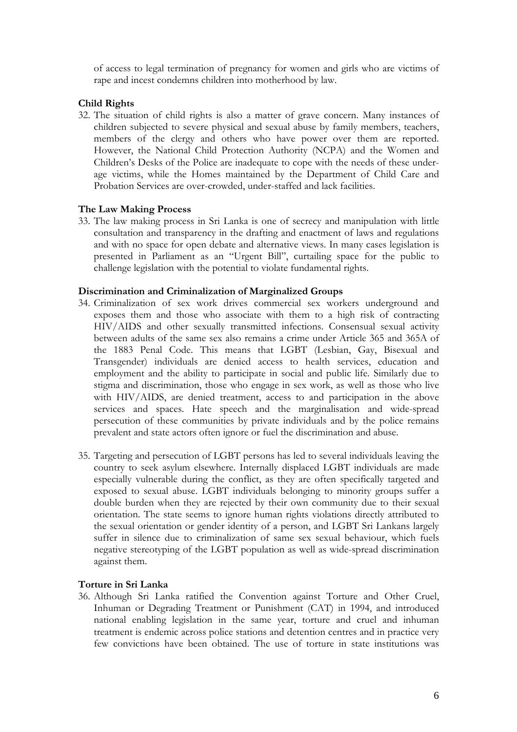of access to legal termination of pregnancy for women and girls who are victims of rape and incest condemns children into motherhood by law.

**Child Rights**

32. The situation of child rights is also a matter of grave concern. Many instances of children subjected to severe physical and sexual abuse by family members, teachers, members of the clergy and others who have power over them are reported. However, the National Child Protection Authority (NCPA) and the Women and Children's Desks of the Police are inadequate to cope with the needs of these under-age victims, while the Homes maintained by the Department of Child Care and Probation Services are over-crowded, under-staffed and lack facilities.

**The Law Making Process**

33. The law making process in Sri Lanka is one of secrecy and manipulation with little consultation and transparency in the drafting and enactment of laws and regulations and with no space for open debate and alternative views. In many cases legislation is presented in Parliament as an "Urgent Bill", curtailing space for the public to challenge legislation with the potential to violate fundamental rights.

**Discrimination and Criminalization of Marginalized Groups**

34. Criminalization of sex work drives commercial sex workers underground and exposes them and those who associate with them to a high risk of contracting HIV/AIDS and other sexually transmitted infections. Consensual sexual activity between adults of the same sex also remains a crime under Article 365 and 365A of the 1883 Penal Code. This means that LGBT (Lesbian, Gay, Bisexual and Transgender) individuals are denied access to health services, education and employment and the ability to participate in social and public life. Similarly due to stigma and discrimination, those who engage in sex work, as well as those who live with HIV/AIDS, are denied treatment, access to and participation in the above services and spaces. Hate speech and the marginalisation and wide-spread persecution of these communities by private individuals and by the police remains prevalent and state actors often ignore or fuel the discrimination and abuse.

35. Targeting and persecution of LGBT persons has led to several individuals leaving the country to seek asylum elsewhere. Internally displaced LGBT individuals are made especially vulnerable during the conflict, as they are often specifically targeted and exposed to sexual abuse. LGBT individuals belonging to minority groups suffer a double burden when they are rejected by their own community due to their sexual orientation. The state seems to ignore human rights violations directly attributed to the sexual orientation or gender identity of a person, and LGBT Sri Lankans largely suffer in silence due to criminalization of same sex sexual behaviour, which fuels negative stereotyping of the LGBT population as well as wide-spread discrimination against them.

**Torture in Sri Lanka**

36. Although Sri Lanka ratified the Convention against Torture and Other Cruel, Inhuman or Degrading Treatment or Punishment (CAT) in 1994, and introduced national enabling legislation in the same year, torture and cruel and inhuman treatment is endemic across police stations and detention centres and in practice very few convictions have been obtained. The use of torture in state institutions was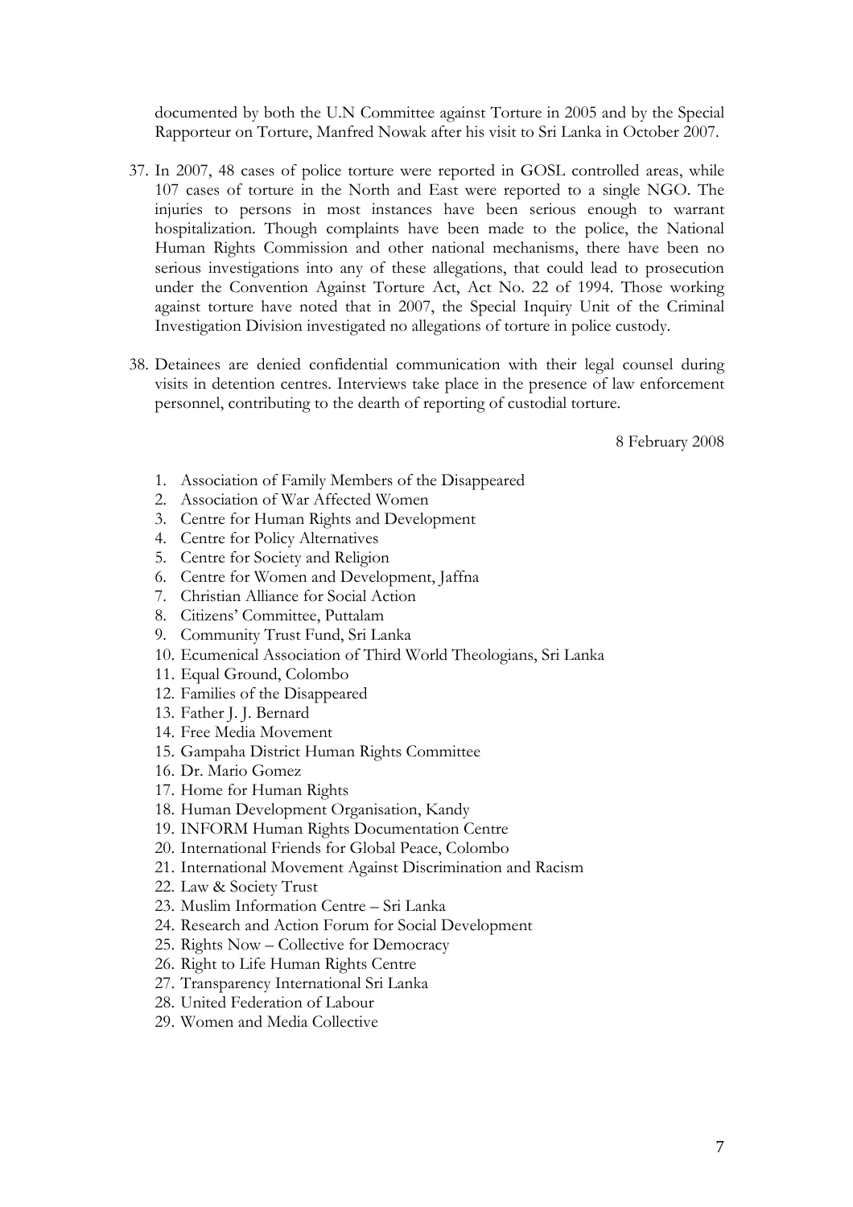documented by both the U.N Committee against Torture in 2005 and by the Special Rapporteur on Torture, Manfred Nowak after his visit to Sri Lanka in October 2007.

37. In 2007, 48 cases of police torture were reported in GOSL controlled areas, while 107 cases of torture in the North and East were reported to a single NGO. The injuries to persons in most instances have been serious enough to warrant hospitalization. Though complaints have been made to the police, the National Human Rights Commission and other national mechanisms, there have been no serious investigations into any of these allegations, that could lead to prosecution under the Convention Against Torture Act, Act No. 22 of 1994. Those working against torture have noted that in 2007, the Special Inquiry Unit of the Criminal Investigation Division investigated no allegations of torture in police custody.

38. Detainees are denied confidential communication with their legal counsel during visits in detention centres. Interviews take place in the presence of law enforcement personnel, contributing to the dearth of reporting of custodial torture.

8 February 2008

1. Association of Family Members of the Disappeared
2. Association of War Affected Women
3. Centre for Human Rights and Development
4. Centre for Policy Alternatives
5. Centre for Society and Religion
6. Centre for Women and Development, Jaffna
7. Christian Alliance for Social Action
8. Citizens' Committee, Puttalam
9. Community Trust Fund, Sri Lanka
10. Ecumenical Association of Third World Theologians, Sri Lanka
11. Equal Ground, Colombo
12. Families of the Disappeared
13. Father J. J. Bernard
14. Free Media Movement
15. Gampaha District Human Rights Committee
16. Dr. Mario Gomez
17. Home for Human Rights
18. Human Development Organisation, Kandy
19. INFORM Human Rights Documentation Centre
20. International Friends for Global Peace, Colombo
21. International Movement Against Discrimination and Racism
22. Law & Society Trust
23. Muslim Information Centre – Sri Lanka
24. Research and Action Forum for Social Development
25. Rights Now – Collective for Democracy
26. Right to Life Human Rights Centre
27. Transparency International Sri Lanka
28. United Federation of Labour
29. Women and Media Collective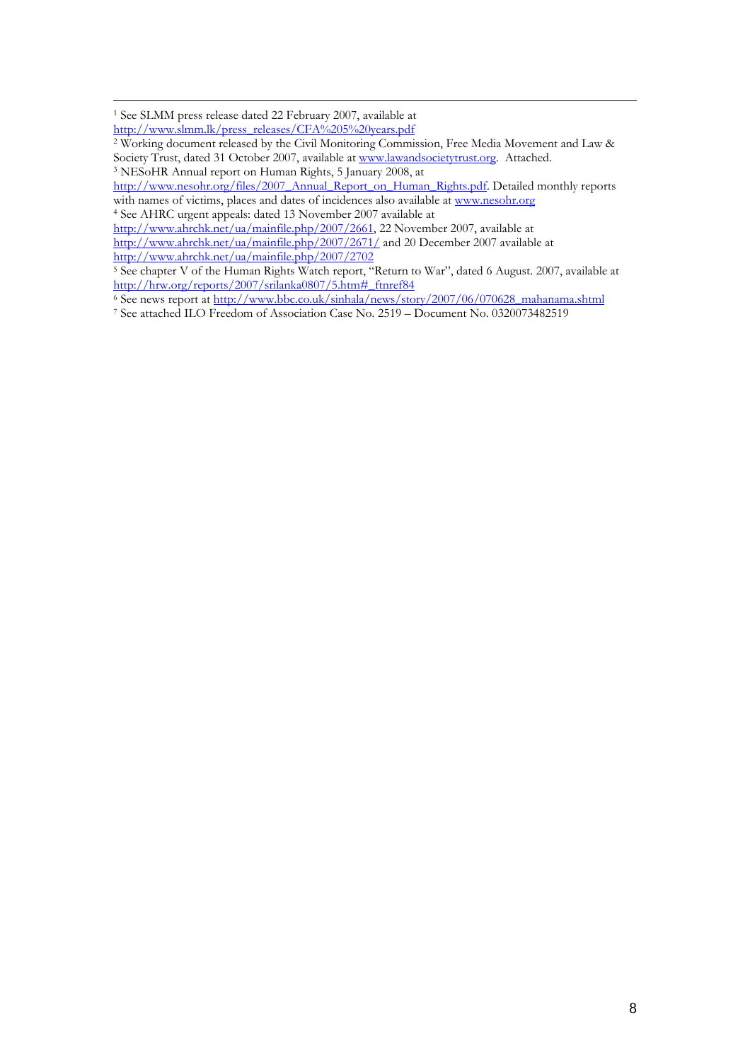[1] See SLMM press release dated 22 February 2007, available at http://www.slmm.lk/press_releases/CFA%205%20years.pdf

[2] Working document released by the Civil Monitoring Commission, Free Media Movement and Law & Society Trust, dated 31 October 2007, available at www.lawandsocietytrust.org. Attached.

[3] NESoHR Annual report on Human Rights, 5 January 2008, at http://www.nesohr.org/files/2007_Annual_Report_on_Human_Rights.pdf. Detailed monthly reports with names of victims, places and dates of incidences also available at www.nesohr.org

[4] See AHRC urgent appeals: dated 13 November 2007 available at http://www.ahrchk.net/ua/mainfile.php/2007/2661, 22 November 2007, available at http://www.ahrchk.net/ua/mainfile.php/2007/2671/ and 20 December 2007 available at http://www.ahrchk.net/ua/mainfile.php/2007/2702

[5] See chapter V of the Human Rights Watch report, "Return to War", dated 6 August. 2007, available at http://hrw.org/reports/2007/srilanka0807/5.htm#_ftnref84

[6] See news report at http://www.bbc.co.uk/sinhala/news/story/2007/06/070628_mahanama.shtml

[7] See attached ILO Freedom of Association Case No. 2519 – Document No. 0320073482519